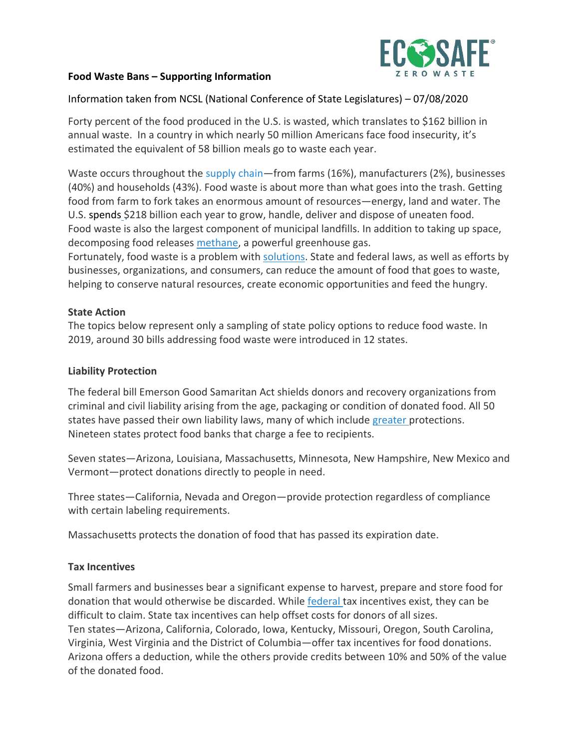**Food Waste Bans – Supporting Information**

Information taken from NCSL (National Conference of State Legislatures) – 07/08/2020

Forty percent of the food produced in the U.S. is wasted, which translates to $162 billion in annual waste. In a country in which nearly 50 million Americans face food insecurity, it's estimated the equivalent of 58 billion meals go to waste each year.

Waste occurs throughout the supply chain—from farms (16%), manufacturers (2%), businesses (40%) and households (43%). Food waste is about more than what goes into the trash. Getting food from farm to fork takes an enormous amount of resources—energy, land and water. The U.S. spends $218 billion each year to grow, handle, deliver and dispose of uneaten food. Food waste is also the largest component of municipal landfills. In addition to taking up space, decomposing food releases methane, a powerful greenhouse gas.
Fortunately, food waste is a problem with solutions. State and federal laws, as well as efforts by businesses, organizations, and consumers, can reduce the amount of food that goes to waste, helping to conserve natural resources, create economic opportunities and feed the hungry.

**State Action**

The topics below represent only a sampling of state policy options to reduce food waste. In 2019, around 30 bills addressing food waste were introduced in 12 states.

**Liability Protection**

The federal bill Emerson Good Samaritan Act shields donors and recovery organizations from criminal and civil liability arising from the age, packaging or condition of donated food. All 50 states have passed their own liability laws, many of which include greater protections. Nineteen states protect food banks that charge a fee to recipients.

Seven states—Arizona, Louisiana, Massachusetts, Minnesota, New Hampshire, New Mexico and Vermont—protect donations directly to people in need.

Three states—California, Nevada and Oregon—provide protection regardless of compliance with certain labeling requirements.

Massachusetts protects the donation of food that has passed its expiration date.

**Tax Incentives**

Small farmers and businesses bear a significant expense to harvest, prepare and store food for donation that would otherwise be discarded. While federal tax incentives exist, they can be difficult to claim. State tax incentives can help offset costs for donors of all sizes.
Ten states—Arizona, California, Colorado, Iowa, Kentucky, Missouri, Oregon, South Carolina, Virginia, West Virginia and the District of Columbia—offer tax incentives for food donations. Arizona offers a deduction, while the others provide credits between 10% and 50% of the value of the donated food.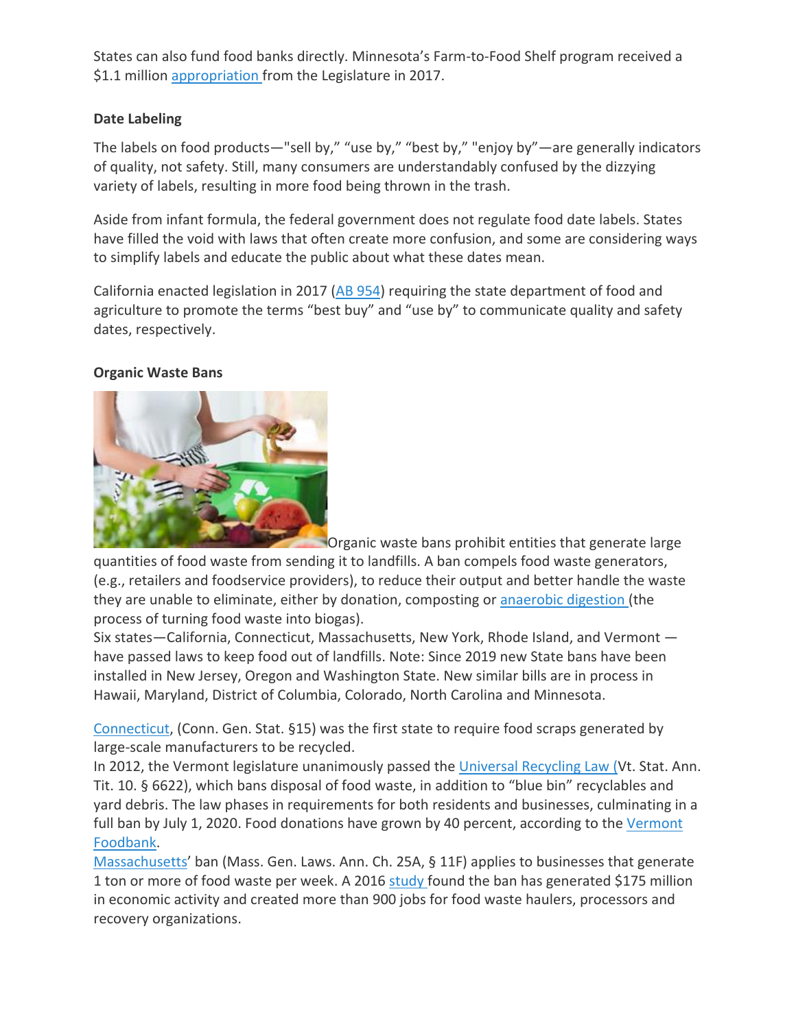States can also fund food banks directly. Minnesota's Farm-to-Food Shelf program received a $1.1 million appropriation from the Legislature in 2017.

**Date Labeling**

The labels on food products—"sell by," "use by," "best by," "enjoy by"—are generally indicators of quality, not safety. Still, many consumers are understandably confused by the dizzying variety of labels, resulting in more food being thrown in the trash.

Aside from infant formula, the federal government does not regulate food date labels. States have filled the void with laws that often create more confusion, and some are considering ways to simplify labels and educate the public about what these dates mean.

California enacted legislation in 2017 (AB 954) requiring the state department of food and agriculture to promote the terms "best buy" and "use by" to communicate quality and safety dates, respectively.

**Organic Waste Bans**

Organic waste bans prohibit entities that generate large quantities of food waste from sending it to landfills. A ban compels food waste generators, (e.g., retailers and foodservice providers), to reduce their output and better handle the waste they are unable to eliminate, either by donation, composting or anaerobic digestion (the process of turning food waste into biogas).

Six states—California, Connecticut, Massachusetts, New York, Rhode Island, and Vermont — have passed laws to keep food out of landfills. Note: Since 2019 new State bans have been installed in New Jersey, Oregon and Washington State. New similar bills are in process in Hawaii, Maryland, District of Columbia, Colorado, North Carolina and Minnesota.

Connecticut, (Conn. Gen. Stat. §15) was the first state to require food scraps generated by large-scale manufacturers to be recycled.

In 2012, the Vermont legislature unanimously passed the Universal Recycling Law (Vt. Stat. Ann. Tit. 10. § 6622), which bans disposal of food waste, in addition to "blue bin" recyclables and yard debris. The law phases in requirements for both residents and businesses, culminating in a full ban by July 1, 2020. Food donations have grown by 40 percent, according to the Vermont Foodbank.

Massachusetts' ban (Mass. Gen. Laws. Ann. Ch. 25A, § 11F) applies to businesses that generate 1 ton or more of food waste per week. A 2016 study found the ban has generated $175 million in economic activity and created more than 900 jobs for food waste haulers, processors and recovery organizations.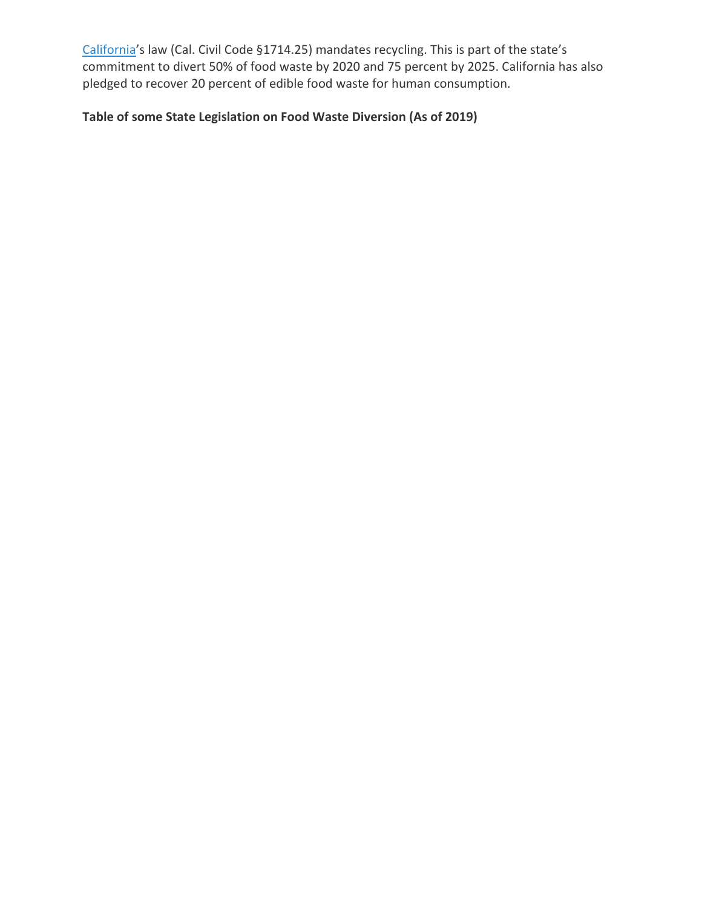[California](#)'s law (Cal. Civil Code §1714.25) mandates recycling. This is part of the state's commitment to divert 50% of food waste by 2020 and 75 percent by 2025. California has also pledged to recover 20 percent of edible food waste for human consumption.

**Table of some State Legislation on Food Waste Diversion (As of 2019)**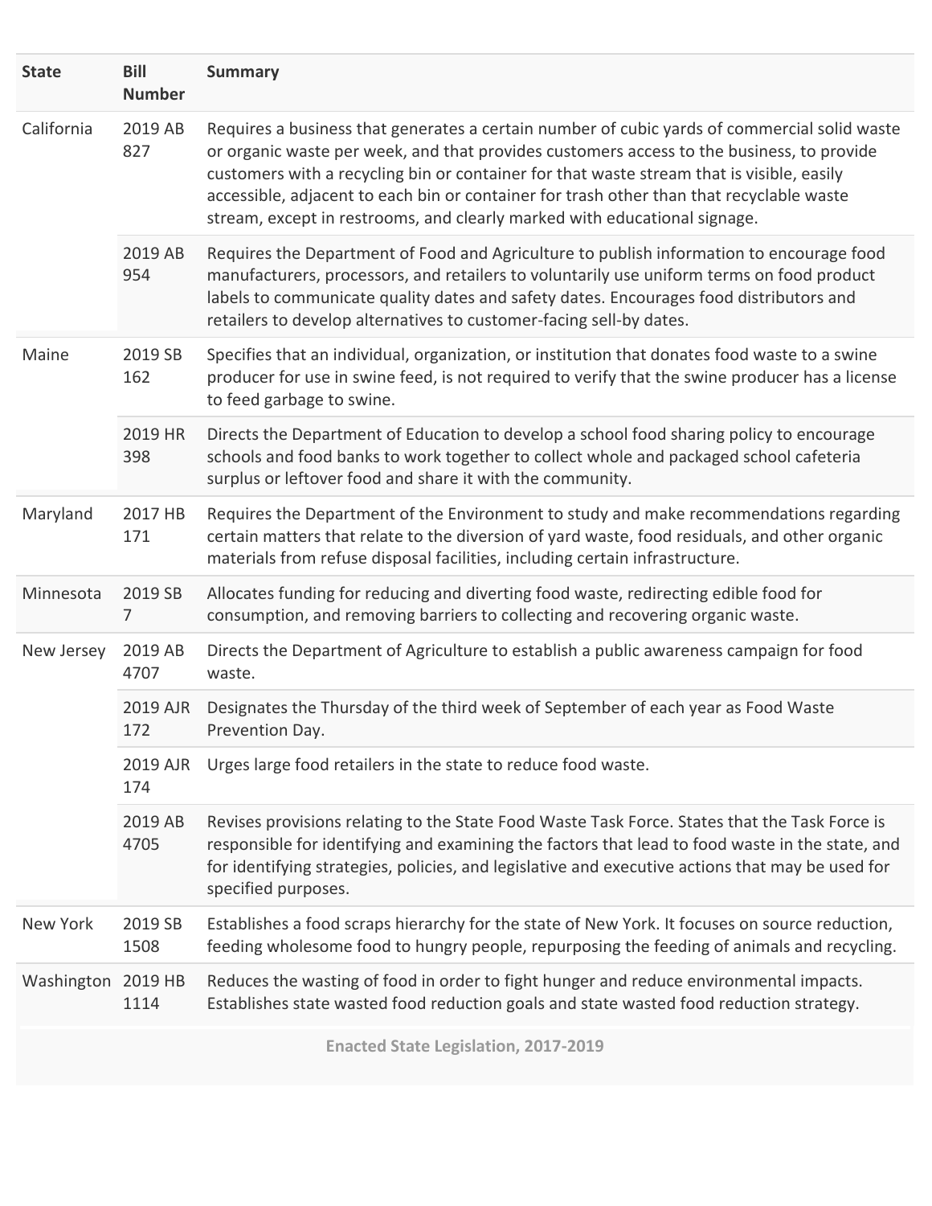| State | Bill Number | Summary |
|---|---|---|
| California | 2019 AB 827 | Requires a business that generates a certain number of cubic yards of commercial solid waste or organic waste per week, and that provides customers access to the business, to provide customers with a recycling bin or container for that waste stream that is visible, easily accessible, adjacent to each bin or container for trash other than that recyclable waste stream, except in restrooms, and clearly marked with educational signage. |
| | 2019 AB 954 | Requires the Department of Food and Agriculture to publish information to encourage food manufacturers, processors, and retailers to voluntarily use uniform terms on food product labels to communicate quality dates and safety dates. Encourages food distributors and retailers to develop alternatives to customer-facing sell-by dates. |
| Maine | 2019 SB 162 | Specifies that an individual, organization, or institution that donates food waste to a swine producer for use in swine feed, is not required to verify that the swine producer has a license to feed garbage to swine. |
| | 2019 HR 398 | Directs the Department of Education to develop a school food sharing policy to encourage schools and food banks to work together to collect whole and packaged school cafeteria surplus or leftover food and share it with the community. |
| Maryland | 2017 HB 171 | Requires the Department of the Environment to study and make recommendations regarding certain matters that relate to the diversion of yard waste, food residuals, and other organic materials from refuse disposal facilities, including certain infrastructure. |
| Minnesota | 2019 SB 7 | Allocates funding for reducing and diverting food waste, redirecting edible food for consumption, and removing barriers to collecting and recovering organic waste. |
| New Jersey | 2019 AB 4707 | Directs the Department of Agriculture to establish a public awareness campaign for food waste. |
| | 2019 AJR 172 | Designates the Thursday of the third week of September of each year as Food Waste Prevention Day. |
| | 2019 AJR 174 | Urges large food retailers in the state to reduce food waste. |
| | 2019 AB 4705 | Revises provisions relating to the State Food Waste Task Force. States that the Task Force is responsible for identifying and examining the factors that lead to food waste in the state, and for identifying strategies, policies, and legislative and executive actions that may be used for specified purposes. |
| New York | 2019 SB 1508 | Establishes a food scraps hierarchy for the state of New York. It focuses on source reduction, feeding wholesome food to hungry people, repurposing the feeding of animals and recycling. |
| Washington | 2019 HB 1114 | Reduces the wasting of food in order to fight hunger and reduce environmental impacts. Establishes state wasted food reduction goals and state wasted food reduction strategy. |

Enacted State Legislation, 2017-2019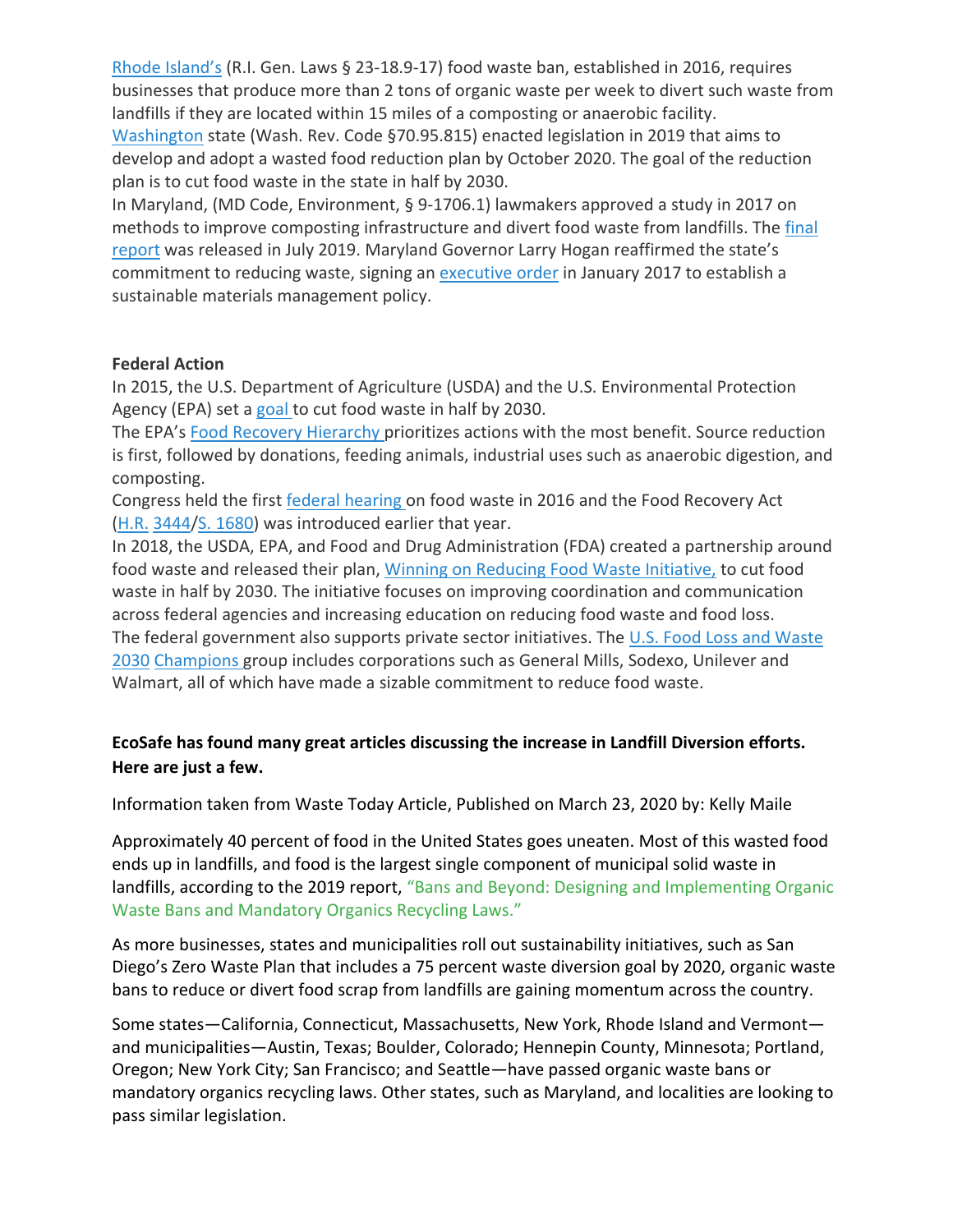Rhode Island's (R.I. Gen. Laws § 23-18.9-17) food waste ban, established in 2016, requires businesses that produce more than 2 tons of organic waste per week to divert such waste from landfills if they are located within 15 miles of a composting or anaerobic facility.
Washington state (Wash. Rev. Code §70.95.815) enacted legislation in 2019 that aims to develop and adopt a wasted food reduction plan by October 2020. The goal of the reduction plan is to cut food waste in the state in half by 2030.
In Maryland, (MD Code, Environment, § 9-1706.1) lawmakers approved a study in 2017 on methods to improve composting infrastructure and divert food waste from landfills. The final report was released in July 2019. Maryland Governor Larry Hogan reaffirmed the state's commitment to reducing waste, signing an executive order in January 2017 to establish a sustainable materials management policy.

**Federal Action**
In 2015, the U.S. Department of Agriculture (USDA) and the U.S. Environmental Protection Agency (EPA) set a goal to cut food waste in half by 2030.
The EPA's Food Recovery Hierarchy prioritizes actions with the most benefit. Source reduction is first, followed by donations, feeding animals, industrial uses such as anaerobic digestion, and composting.
Congress held the first federal hearing on food waste in 2016 and the Food Recovery Act (H.R. 3444/S. 1680) was introduced earlier that year.
In 2018, the USDA, EPA, and Food and Drug Administration (FDA) created a partnership around food waste and released their plan, Winning on Reducing Food Waste Initiative, to cut food waste in half by 2030. The initiative focuses on improving coordination and communication across federal agencies and increasing education on reducing food waste and food loss.
The federal government also supports private sector initiatives. The U.S. Food Loss and Waste 2030 Champions group includes corporations such as General Mills, Sodexo, Unilever and Walmart, all of which have made a sizable commitment to reduce food waste.

**EcoSafe has found many great articles discussing the increase in Landfill Diversion efforts. Here are just a few.**

Information taken from Waste Today Article, Published on March 23, 2020 by: Kelly Maile

Approximately 40 percent of food in the United States goes uneaten. Most of this wasted food ends up in landfills, and food is the largest single component of municipal solid waste in landfills, according to the 2019 report, "Bans and Beyond: Designing and Implementing Organic Waste Bans and Mandatory Organics Recycling Laws."

As more businesses, states and municipalities roll out sustainability initiatives, such as San Diego's Zero Waste Plan that includes a 75 percent waste diversion goal by 2020, organic waste bans to reduce or divert food scrap from landfills are gaining momentum across the country.

Some states—California, Connecticut, Massachusetts, New York, Rhode Island and Vermont—and municipalities—Austin, Texas; Boulder, Colorado; Hennepin County, Minnesota; Portland, Oregon; New York City; San Francisco; and Seattle—have passed organic waste bans or mandatory organics recycling laws. Other states, such as Maryland, and localities are looking to pass similar legislation.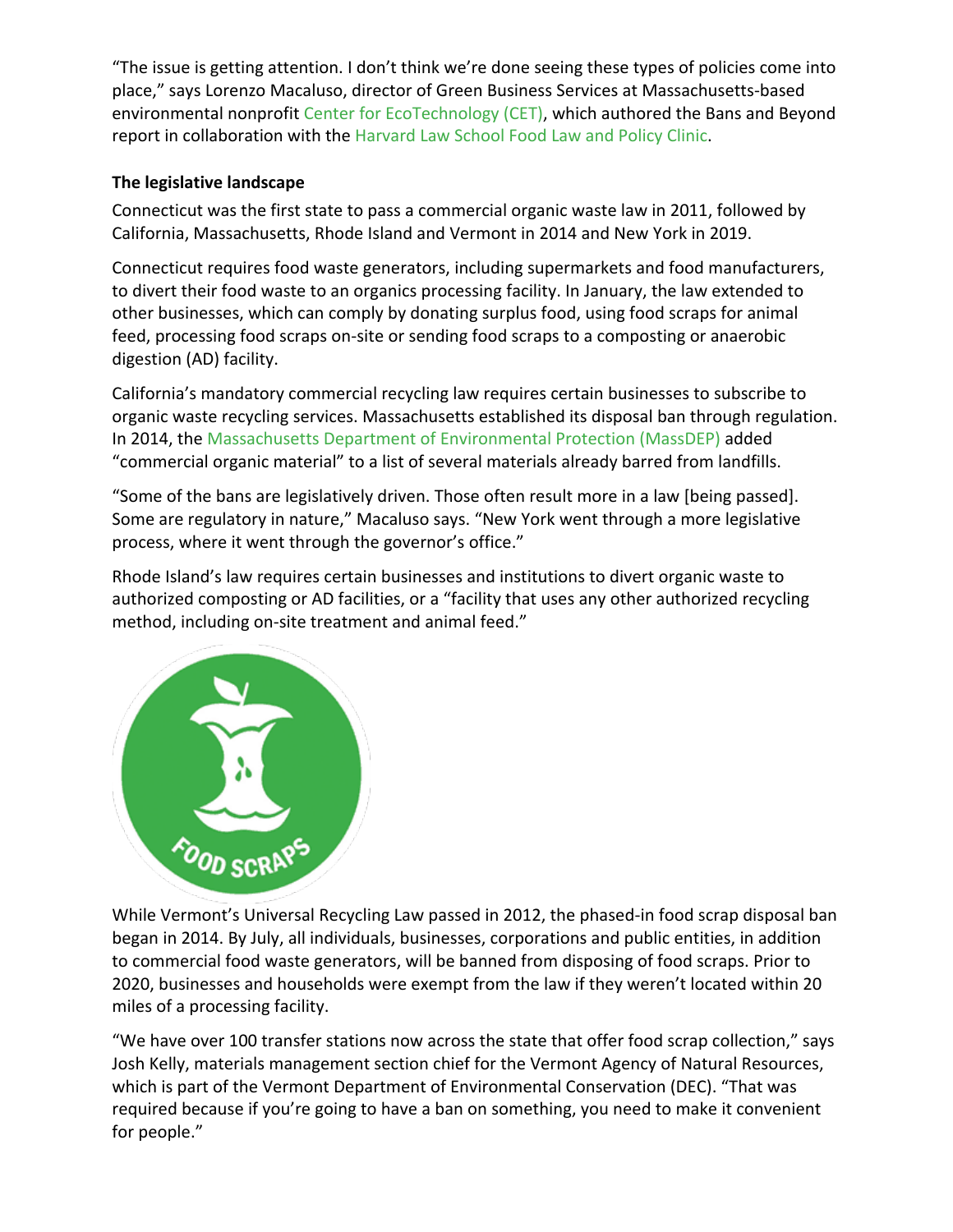"The issue is getting attention. I don't think we're done seeing these types of policies come into place," says Lorenzo Macaluso, director of Green Business Services at Massachusetts-based environmental nonprofit Center for EcoTechnology (CET), which authored the Bans and Beyond report in collaboration with the Harvard Law School Food Law and Policy Clinic.

**The legislative landscape**

Connecticut was the first state to pass a commercial organic waste law in 2011, followed by California, Massachusetts, Rhode Island and Vermont in 2014 and New York in 2019.

Connecticut requires food waste generators, including supermarkets and food manufacturers, to divert their food waste to an organics processing facility. In January, the law extended to other businesses, which can comply by donating surplus food, using food scraps for animal feed, processing food scraps on-site or sending food scraps to a composting or anaerobic digestion (AD) facility.

California's mandatory commercial recycling law requires certain businesses to subscribe to organic waste recycling services. Massachusetts established its disposal ban through regulation. In 2014, the Massachusetts Department of Environmental Protection (MassDEP) added "commercial organic material" to a list of several materials already barred from landfills.

"Some of the bans are legislatively driven. Those often result more in a law [being passed]. Some are regulatory in nature," Macaluso says. "New York went through a more legislative process, where it went through the governor's office."

Rhode Island's law requires certain businesses and institutions to divert organic waste to authorized composting or AD facilities, or a "facility that uses any other authorized recycling method, including on-site treatment and animal feed."

While Vermont's Universal Recycling Law passed in 2012, the phased-in food scrap disposal ban began in 2014. By July, all individuals, businesses, corporations and public entities, in addition to commercial food waste generators, will be banned from disposing of food scraps. Prior to 2020, businesses and households were exempt from the law if they weren't located within 20 miles of a processing facility.

"We have over 100 transfer stations now across the state that offer food scrap collection," says Josh Kelly, materials management section chief for the Vermont Agency of Natural Resources, which is part of the Vermont Department of Environmental Conservation (DEC). "That was required because if you're going to have a ban on something, you need to make it convenient for people."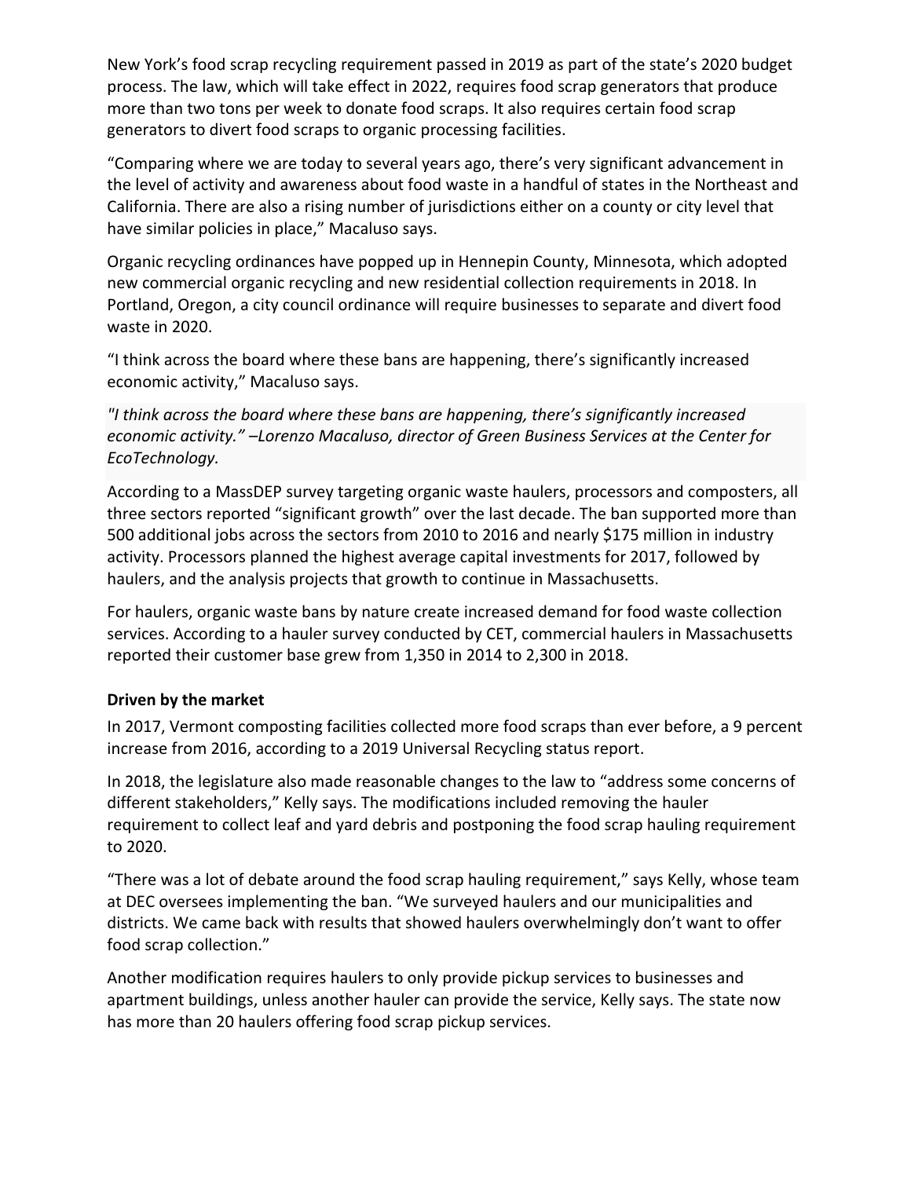New York's food scrap recycling requirement passed in 2019 as part of the state's 2020 budget process. The law, which will take effect in 2022, requires food scrap generators that produce more than two tons per week to donate food scraps. It also requires certain food scrap generators to divert food scraps to organic processing facilities.

"Comparing where we are today to several years ago, there's very significant advancement in the level of activity and awareness about food waste in a handful of states in the Northeast and California. There are also a rising number of jurisdictions either on a county or city level that have similar policies in place," Macaluso says.

Organic recycling ordinances have popped up in Hennepin County, Minnesota, which adopted new commercial organic recycling and new residential collection requirements in 2018. In Portland, Oregon, a city council ordinance will require businesses to separate and divert food waste in 2020.

"I think across the board where these bans are happening, there's significantly increased economic activity," Macaluso says.

*"I think across the board where these bans are happening, there's significantly increased economic activity." –Lorenzo Macaluso, director of Green Business Services at the Center for EcoTechnology.*

According to a MassDEP survey targeting organic waste haulers, processors and composters, all three sectors reported "significant growth" over the last decade. The ban supported more than 500 additional jobs across the sectors from 2010 to 2016 and nearly $175 million in industry activity. Processors planned the highest average capital investments for 2017, followed by haulers, and the analysis projects that growth to continue in Massachusetts.

For haulers, organic waste bans by nature create increased demand for food waste collection services. According to a hauler survey conducted by CET, commercial haulers in Massachusetts reported their customer base grew from 1,350 in 2014 to 2,300 in 2018.

**Driven by the market**

In 2017, Vermont composting facilities collected more food scraps than ever before, a 9 percent increase from 2016, according to a 2019 Universal Recycling status report.

In 2018, the legislature also made reasonable changes to the law to "address some concerns of different stakeholders," Kelly says. The modifications included removing the hauler requirement to collect leaf and yard debris and postponing the food scrap hauling requirement to 2020.

"There was a lot of debate around the food scrap hauling requirement," says Kelly, whose team at DEC oversees implementing the ban. "We surveyed haulers and our municipalities and districts. We came back with results that showed haulers overwhelmingly don't want to offer food scrap collection."

Another modification requires haulers to only provide pickup services to businesses and apartment buildings, unless another hauler can provide the service, Kelly says. The state now has more than 20 haulers offering food scrap pickup services.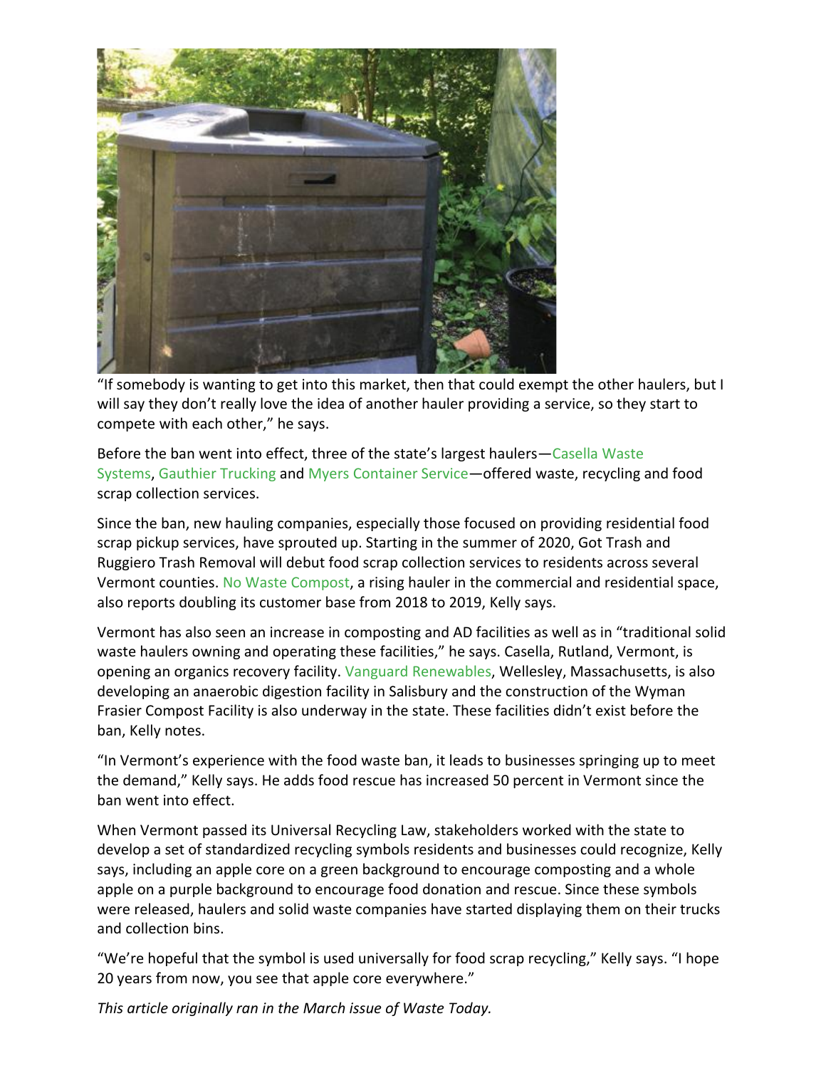"If somebody is wanting to get into this market, then that could exempt the other haulers, but I will say they don't really love the idea of another hauler providing a service, so they start to compete with each other," he says.

Before the ban went into effect, three of the state's largest haulers—Casella Waste Systems, Gauthier Trucking and Myers Container Service—offered waste, recycling and food scrap collection services.

Since the ban, new hauling companies, especially those focused on providing residential food scrap pickup services, have sprouted up. Starting in the summer of 2020, Got Trash and Ruggiero Trash Removal will debut food scrap collection services to residents across several Vermont counties. No Waste Compost, a rising hauler in the commercial and residential space, also reports doubling its customer base from 2018 to 2019, Kelly says.

Vermont has also seen an increase in composting and AD facilities as well as in "traditional solid waste haulers owning and operating these facilities," he says. Casella, Rutland, Vermont, is opening an organics recovery facility. Vanguard Renewables, Wellesley, Massachusetts, is also developing an anaerobic digestion facility in Salisbury and the construction of the Wyman Frasier Compost Facility is also underway in the state. These facilities didn't exist before the ban, Kelly notes.

"In Vermont's experience with the food waste ban, it leads to businesses springing up to meet the demand," Kelly says. He adds food rescue has increased 50 percent in Vermont since the ban went into effect.

When Vermont passed its Universal Recycling Law, stakeholders worked with the state to develop a set of standardized recycling symbols residents and businesses could recognize, Kelly says, including an apple core on a green background to encourage composting and a whole apple on a purple background to encourage food donation and rescue. Since these symbols were released, haulers and solid waste companies have started displaying them on their trucks and collection bins.

"We're hopeful that the symbol is used universally for food scrap recycling," Kelly says. "I hope 20 years from now, you see that apple core everywhere."

*This article originally ran in the March issue of Waste Today.*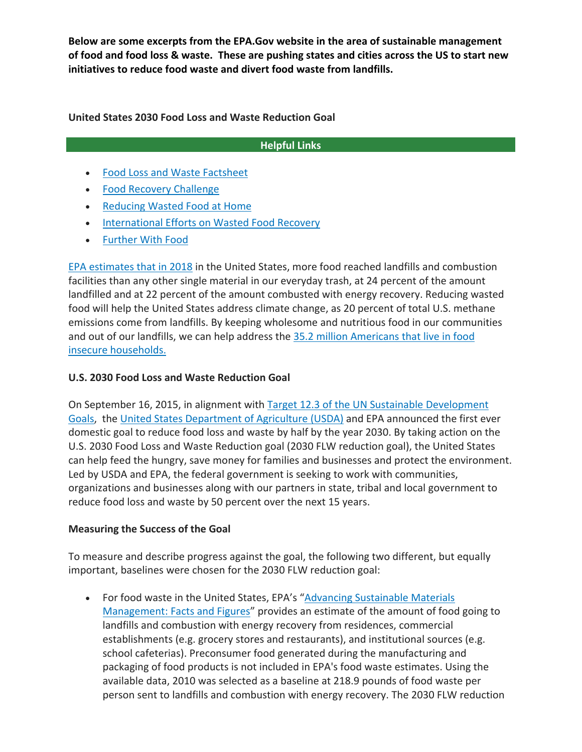**Below are some excerpts from the EPA.Gov website in the area of sustainable management of food and food loss & waste. These are pushing states and cities across the US to start new initiatives to reduce food waste and divert food waste from landfills.**

**United States 2030 Food Loss and Waste Reduction Goal**

**Helpful Links**

- Food Loss and Waste Factsheet
- Food Recovery Challenge
- Reducing Wasted Food at Home
- International Efforts on Wasted Food Recovery
- Further With Food

EPA estimates that in 2018 in the United States, more food reached landfills and combustion facilities than any other single material in our everyday trash, at 24 percent of the amount landfilled and at 22 percent of the amount combusted with energy recovery. Reducing wasted food will help the United States address climate change, as 20 percent of total U.S. methane emissions come from landfills. By keeping wholesome and nutritious food in our communities and out of our landfills, we can help address the 35.2 million Americans that live in food insecure households.

**U.S. 2030 Food Loss and Waste Reduction Goal**

On September 16, 2015, in alignment with Target 12.3 of the UN Sustainable Development Goals, the United States Department of Agriculture (USDA) and EPA announced the first ever domestic goal to reduce food loss and waste by half by the year 2030. By taking action on the U.S. 2030 Food Loss and Waste Reduction goal (2030 FLW reduction goal), the United States can help feed the hungry, save money for families and businesses and protect the environment. Led by USDA and EPA, the federal government is seeking to work with communities, organizations and businesses along with our partners in state, tribal and local government to reduce food loss and waste by 50 percent over the next 15 years.

**Measuring the Success of the Goal**

To measure and describe progress against the goal, the following two different, but equally important, baselines were chosen for the 2030 FLW reduction goal:

- For food waste in the United States, EPA's "Advancing Sustainable Materials Management: Facts and Figures" provides an estimate of the amount of food going to landfills and combustion with energy recovery from residences, commercial establishments (e.g. grocery stores and restaurants), and institutional sources (e.g. school cafeterias). Preconsumer food generated during the manufacturing and packaging of food products is not included in EPA's food waste estimates. Using the available data, 2010 was selected as a baseline at 218.9 pounds of food waste per person sent to landfills and combustion with energy recovery. The 2030 FLW reduction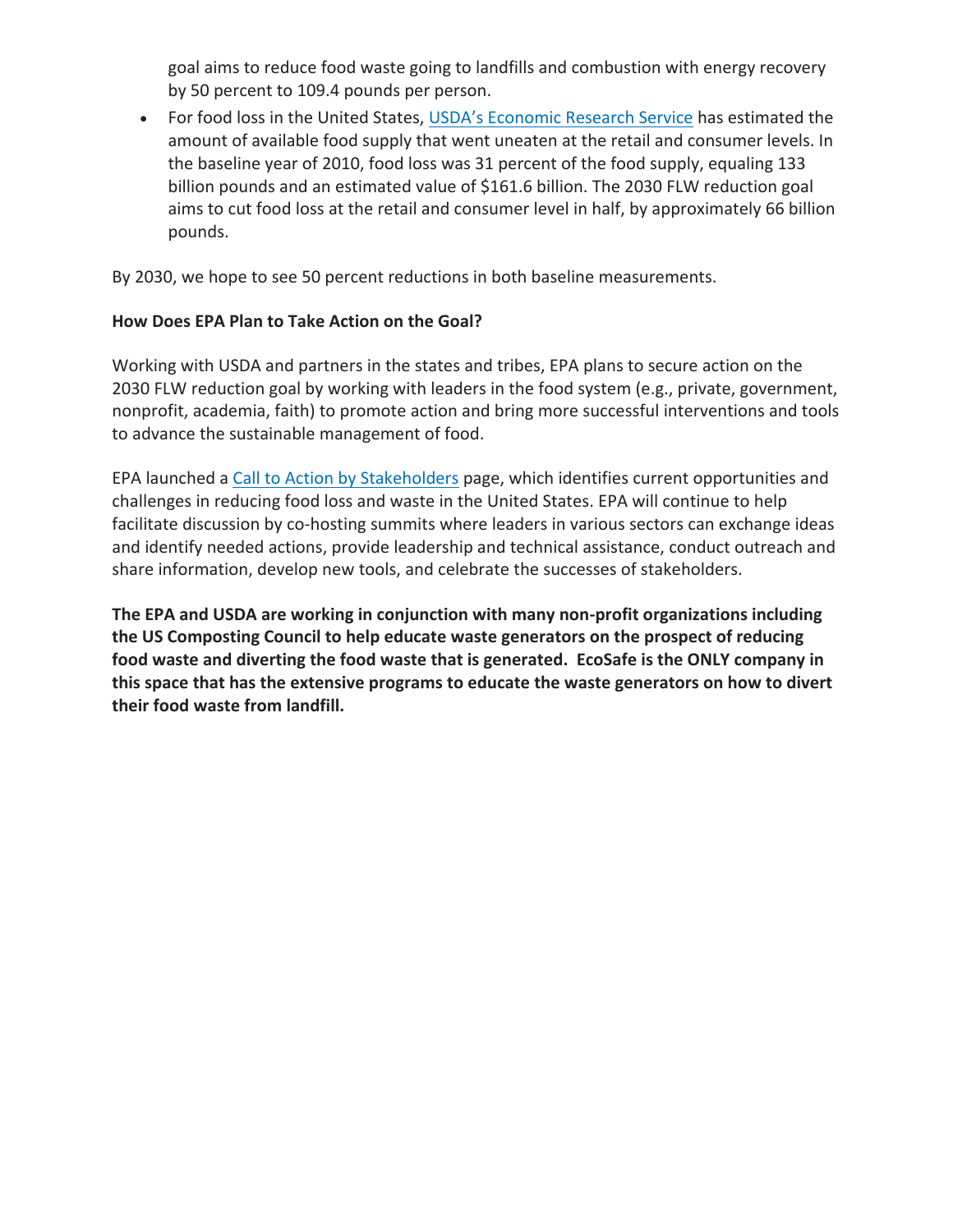goal aims to reduce food waste going to landfills and combustion with energy recovery by 50 percent to 109.4 pounds per person.

- For food loss in the United States, USDA's Economic Research Service has estimated the amount of available food supply that went uneaten at the retail and consumer levels. In the baseline year of 2010, food loss was 31 percent of the food supply, equaling 133 billion pounds and an estimated value of $161.6 billion. The 2030 FLW reduction goal aims to cut food loss at the retail and consumer level in half, by approximately 66 billion pounds.

By 2030, we hope to see 50 percent reductions in both baseline measurements.

**How Does EPA Plan to Take Action on the Goal?**

Working with USDA and partners in the states and tribes, EPA plans to secure action on the 2030 FLW reduction goal by working with leaders in the food system (e.g., private, government, nonprofit, academia, faith) to promote action and bring more successful interventions and tools to advance the sustainable management of food.

EPA launched a Call to Action by Stakeholders page, which identifies current opportunities and challenges in reducing food loss and waste in the United States. EPA will continue to help facilitate discussion by co-hosting summits where leaders in various sectors can exchange ideas and identify needed actions, provide leadership and technical assistance, conduct outreach and share information, develop new tools, and celebrate the successes of stakeholders.

**The EPA and USDA are working in conjunction with many non-profit organizations including the US Composting Council to help educate waste generators on the prospect of reducing food waste and diverting the food waste that is generated. EcoSafe is the ONLY company in this space that has the extensive programs to educate the waste generators on how to divert their food waste from landfill.**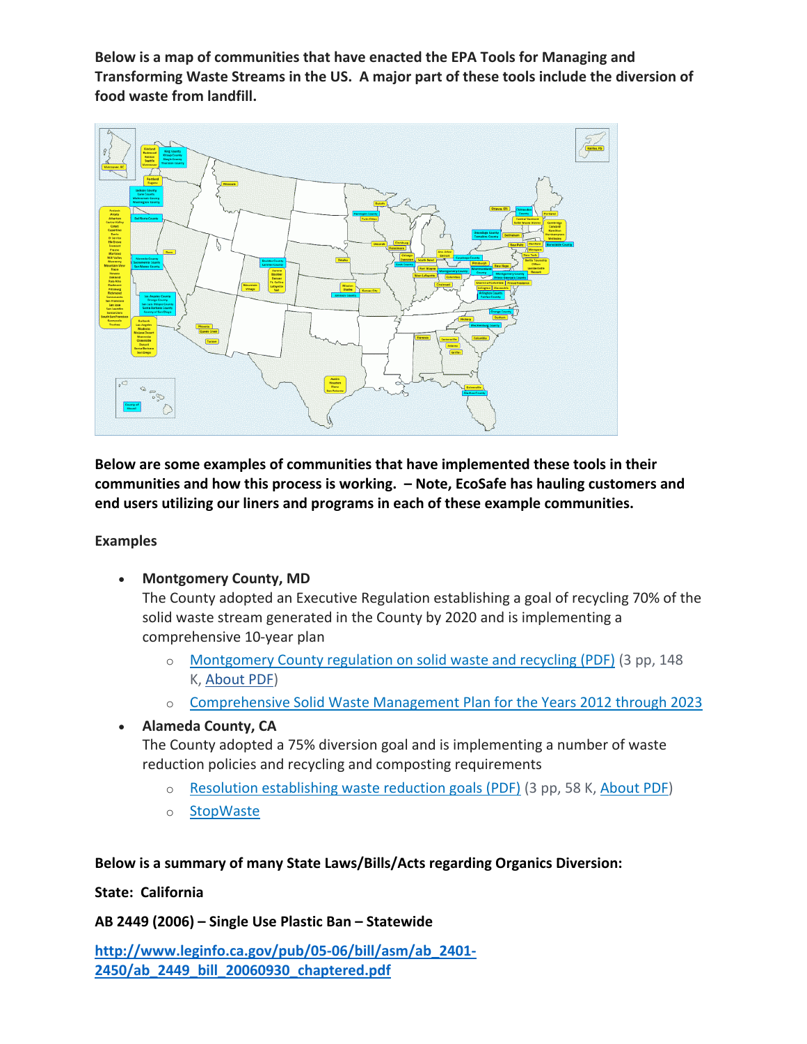**Below is a map of communities that have enacted the EPA Tools for Managing and Transforming Waste Streams in the US. A major part of these tools include the diversion of food waste from landfill.**

**Below are some examples of communities that have implemented these tools in their communities and how this process is working. – Note, EcoSafe has hauling customers and end users utilizing our liners and programs in each of these example communities.**

**Examples**

- **Montgomery County, MD**
  The County adopted an Executive Regulation establishing a goal of recycling 70% of the solid waste stream generated in the County by 2020 and is implementing a comprehensive 10-year plan
    - Montgomery County regulation on solid waste and recycling (PDF) (3 pp, 148 K, About PDF)
    - Comprehensive Solid Waste Management Plan for the Years 2012 through 2023
- **Alameda County, CA**
  The County adopted a 75% diversion goal and is implementing a number of waste reduction policies and recycling and composting requirements
    - Resolution establishing waste reduction goals (PDF) (3 pp, 58 K, About PDF)
    - StopWaste

**Below is a summary of many State Laws/Bills/Acts regarding Organics Diversion:**

**State: California**

**AB 2449 (2006) – Single Use Plastic Ban – Statewide**

**http://www.leginfo.ca.gov/pub/05-06/bill/asm/ab_2401-2450/ab_2449_bill_20060930_chaptered.pdf**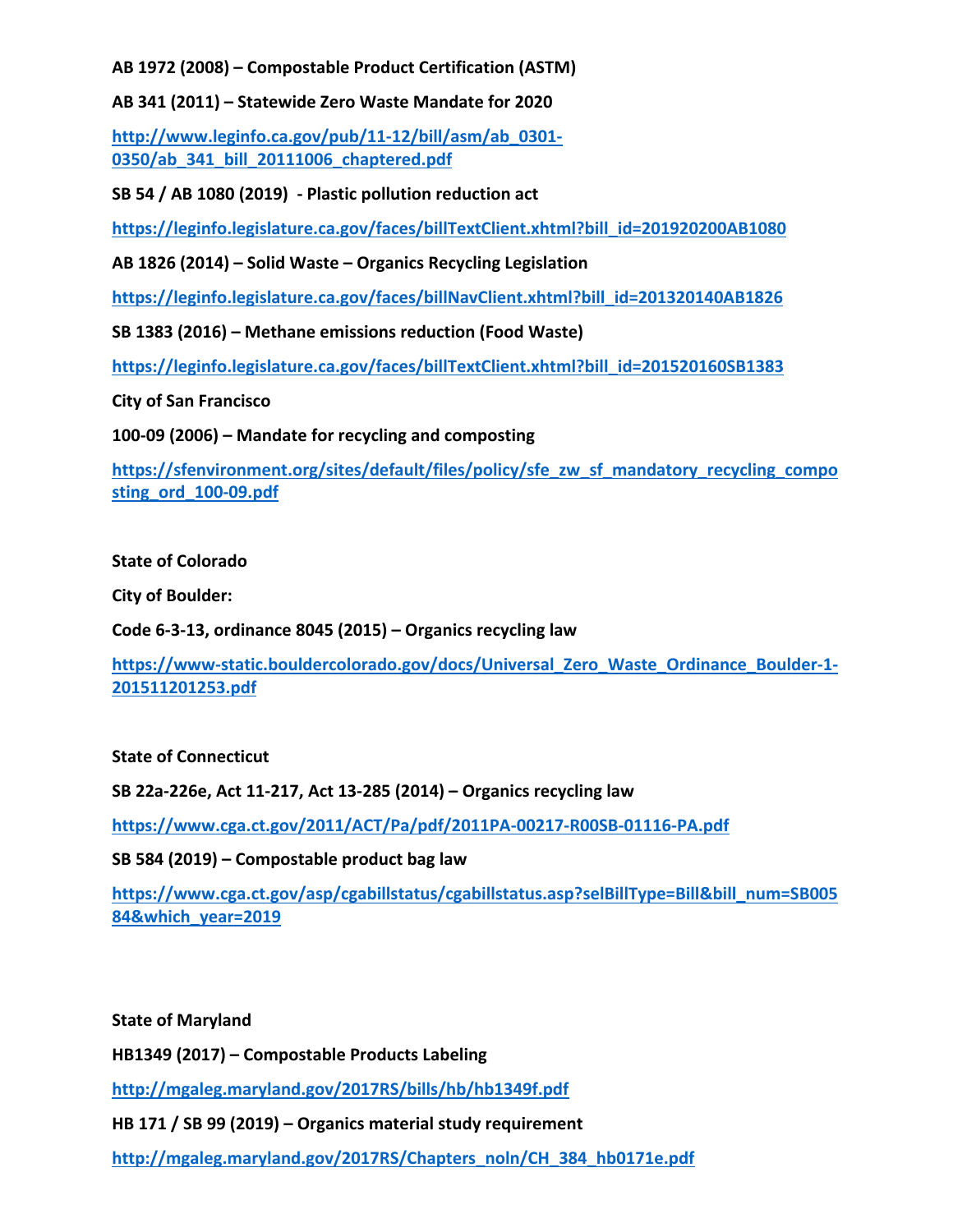**AB 1972 (2008) – Compostable Product Certification (ASTM)**

**AB 341 (2011) – Statewide Zero Waste Mandate for 2020**

http://www.leginfo.ca.gov/pub/11-12/bill/asm/ab_0301-0350/ab_341_bill_20111006_chaptered.pdf

**SB 54 / AB 1080 (2019) - Plastic pollution reduction act**

https://leginfo.legislature.ca.gov/faces/billTextClient.xhtml?bill_id=201920200AB1080

**AB 1826 (2014) – Solid Waste – Organics Recycling Legislation**

https://leginfo.legislature.ca.gov/faces/billNavClient.xhtml?bill_id=201320140AB1826

**SB 1383 (2016) – Methane emissions reduction (Food Waste)**

https://leginfo.legislature.ca.gov/faces/billTextClient.xhtml?bill_id=201520160SB1383

**City of San Francisco**

**100-09 (2006) – Mandate for recycling and composting**

https://sfenvironment.org/sites/default/files/policy/sfe_zw_sf_mandatory_recycling_composting_ord_100-09.pdf

**State of Colorado**

**City of Boulder:**

**Code 6-3-13, ordinance 8045 (2015) – Organics recycling law**

https://www-static.bouldercolorado.gov/docs/Universal_Zero_Waste_Ordinance_Boulder-1-201511201253.pdf

**State of Connecticut**

**SB 22a-226e, Act 11-217, Act 13-285 (2014) – Organics recycling law**

https://www.cga.ct.gov/2011/ACT/Pa/pdf/2011PA-00217-R00SB-01116-PA.pdf

**SB 584 (2019) – Compostable product bag law**

https://www.cga.ct.gov/asp/cgabillstatus/cgabillstatus.asp?selBillType=Bill&bill_num=SB00584&which_year=2019

**State of Maryland**

**HB1349 (2017) – Compostable Products Labeling**

http://mgaleg.maryland.gov/2017RS/bills/hb/hb1349f.pdf

**HB 171 / SB 99 (2019) – Organics material study requirement**

http://mgaleg.maryland.gov/2017RS/Chapters_noln/CH_384_hb0171e.pdf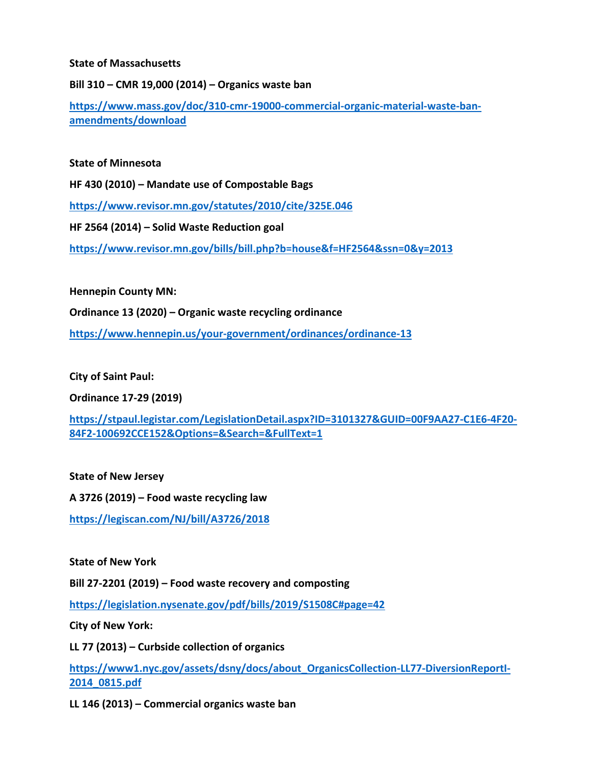**State of Massachusetts**

**Bill 310 – CMR 19,000 (2014) – Organics waste ban**

**https://www.mass.gov/doc/310-cmr-19000-commercial-organic-material-waste-ban-amendments/download**

**State of Minnesota**

**HF 430 (2010) – Mandate use of Compostable Bags**

**https://www.revisor.mn.gov/statutes/2010/cite/325E.046**

**HF 2564 (2014) – Solid Waste Reduction goal**

**https://www.revisor.mn.gov/bills/bill.php?b=house&f=HF2564&ssn=0&y=2013**

**Hennepin County MN:**

**Ordinance 13 (2020) – Organic waste recycling ordinance**

**https://www.hennepin.us/your-government/ordinances/ordinance-13**

**City of Saint Paul:**

**Ordinance 17-29 (2019)**

**https://stpaul.legistar.com/LegislationDetail.aspx?ID=3101327&GUID=00F9AA27-C1E6-4F20-84F2-100692CCE152&Options=&Search=&FullText=1**

**State of New Jersey**

**A 3726 (2019) – Food waste recycling law**

**https://legiscan.com/NJ/bill/A3726/2018**

**State of New York**

**Bill 27-2201 (2019) – Food waste recovery and composting**

**https://legislation.nysenate.gov/pdf/bills/2019/S1508C#page=42**

**City of New York:**

**LL 77 (2013) – Curbside collection of organics**

**https://www1.nyc.gov/assets/dsny/docs/about_OrganicsCollection-LL77-DiversionReportI-2014_0815.pdf**

**LL 146 (2013) – Commercial organics waste ban**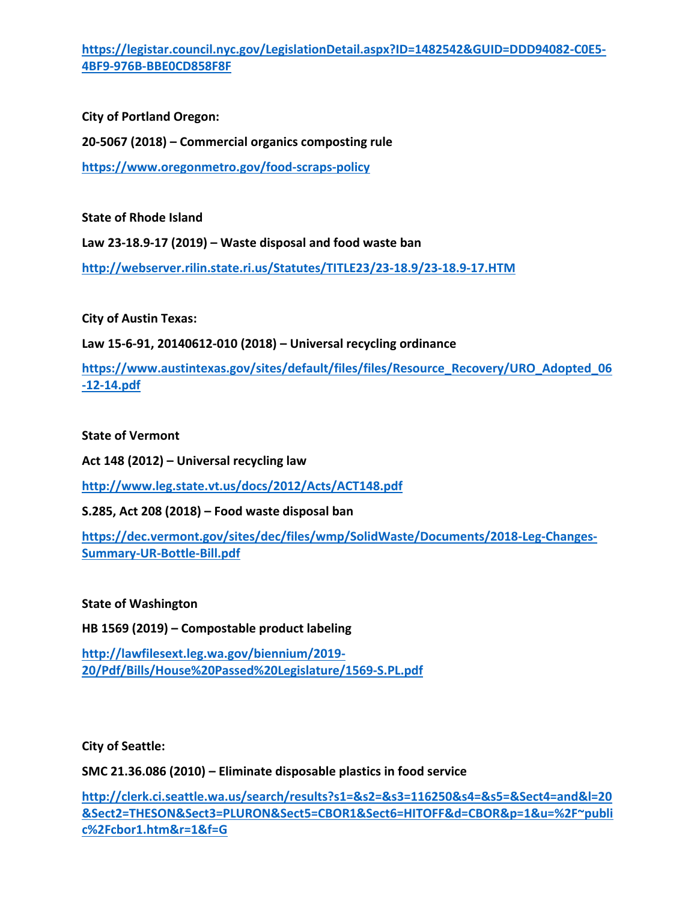https://legistar.council.nyc.gov/LegislationDetail.aspx?ID=1482542&GUID=DDD94082-C0E5-4BF9-976B-BBE0CD858F8F

**City of Portland Oregon:**

**20-5067 (2018) – Commercial organics composting rule**

https://www.oregonmetro.gov/food-scraps-policy

**State of Rhode Island**

**Law 23-18.9-17 (2019) – Waste disposal and food waste ban**

http://webserver.rilin.state.ri.us/Statutes/TITLE23/23-18.9/23-18.9-17.HTM

**City of Austin Texas:**

**Law 15-6-91, 20140612-010 (2018) – Universal recycling ordinance**

https://www.austintexas.gov/sites/default/files/files/Resource_Recovery/URO_Adopted_06-12-14.pdf

**State of Vermont**

**Act 148 (2012) – Universal recycling law**

http://www.leg.state.vt.us/docs/2012/Acts/ACT148.pdf

**S.285, Act 208 (2018) – Food waste disposal ban**

https://dec.vermont.gov/sites/dec/files/wmp/SolidWaste/Documents/2018-Leg-Changes-Summary-UR-Bottle-Bill.pdf

**State of Washington**

**HB 1569 (2019) – Compostable product labeling**

http://lawfilesext.leg.wa.gov/biennium/2019-20/Pdf/Bills/House%20Passed%20Legislature/1569-S.PL.pdf

**City of Seattle:**

**SMC 21.36.086 (2010) – Eliminate disposable plastics in food service**

http://clerk.ci.seattle.wa.us/search/results?s1=&s2=&s3=116250&s4=&s5=&Sect4=and&l=20&Sect2=THESON&Sect3=PLURON&Sect5=CBOR1&Sect6=HITOFF&d=CBOR&p=1&u=%2F~public%2Fcbor1.htm&r=1&f=G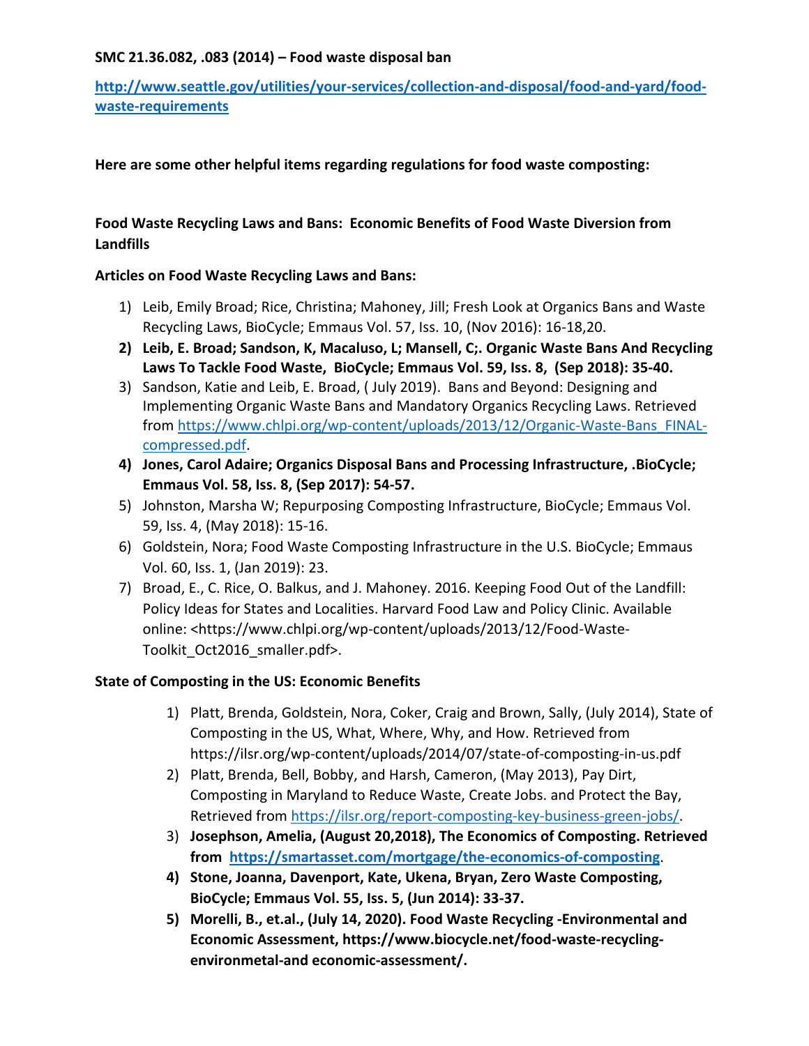**SMC 21.36.082, .083 (2014) – Food waste disposal ban**

**[http://www.seattle.gov/utilities/your-services/collection-and-disposal/food-and-yard/food-waste-requirements](http://www.seattle.gov/utilities/your-services/collection-and-disposal/food-and-yard/food-waste-requirements)**

**Here are some other helpful items regarding regulations for food waste composting:**

**Food Waste Recycling Laws and Bans: Economic Benefits of Food Waste Diversion from Landfills**

**Articles on Food Waste Recycling Laws and Bans:**

1) Leib, Emily Broad; Rice, Christina; Mahoney, Jill; Fresh Look at Organics Bans and Waste Recycling Laws, BioCycle; Emmaus Vol. 57, Iss. 10, (Nov 2016): 16-18,20.
2) **Leib, E. Broad; Sandson, K, Macaluso, L; Mansell, C;. Organic Waste Bans And Recycling Laws To Tackle Food Waste, BioCycle; Emmaus Vol. 59, Iss. 8, (Sep 2018): 35-40.**
3) Sandson, Katie and Leib, E. Broad, ( July 2019). Bans and Beyond: Designing and Implementing Organic Waste Bans and Mandatory Organics Recycling Laws. Retrieved from [https://www.chlpi.org/wp-content/uploads/2013/12/Organic-Waste-Bans_FINAL-compressed.pdf](https://www.chlpi.org/wp-content/uploads/2013/12/Organic-Waste-Bans_FINAL-compressed.pdf).
4) **Jones, Carol Adaire; Organics Disposal Bans and Processing Infrastructure, .BioCycle; Emmaus Vol. 58, Iss. 8, (Sep 2017): 54-57.**
5) Johnston, Marsha W; Repurposing Composting Infrastructure, BioCycle; Emmaus Vol. 59, Iss. 4, (May 2018): 15-16.
6) Goldstein, Nora; Food Waste Composting Infrastructure in the U.S. BioCycle; Emmaus Vol. 60, Iss. 1, (Jan 2019): 23.
7) Broad, E., C. Rice, O. Balkus, and J. Mahoney. 2016. Keeping Food Out of the Landfill: Policy Ideas for States and Localities. Harvard Food Law and Policy Clinic. Available online: <https://www.chlpi.org/wp-content/uploads/2013/12/Food-Waste-Toolkit_Oct2016_smaller.pdf>.

**State of Composting in the US: Economic Benefits**

1) Platt, Brenda, Goldstein, Nora, Coker, Craig and Brown, Sally, (July 2014), State of Composting in the US, What, Where, Why, and How. Retrieved from https://ilsr.org/wp-content/uploads/2014/07/state-of-composting-in-us.pdf
2) Platt, Brenda, Bell, Bobby, and Harsh, Cameron, (May 2013), Pay Dirt, Composting in Maryland to Reduce Waste, Create Jobs. and Protect the Bay, Retrieved from [https://ilsr.org/report-composting-key-business-green-jobs/](https://ilsr.org/report-composting-key-business-green-jobs/).
3) **Josephson, Amelia, (August 20,2018), The Economics of Composting. Retrieved from [https://smartasset.com/mortgage/the-economics-of-composting](https://smartasset.com/mortgage/the-economics-of-composting)**.
4) **Stone, Joanna, Davenport, Kate, Ukena, Bryan, Zero Waste Composting, BioCycle; Emmaus Vol. 55, Iss. 5, (Jun 2014): 33-37.**
5) **Morelli, B., et.al., (July 14, 2020). Food Waste Recycling -Environmental and Economic Assessment, https://www.biocycle.net/food-waste-recycling-environmetal-and economic-assessment/.**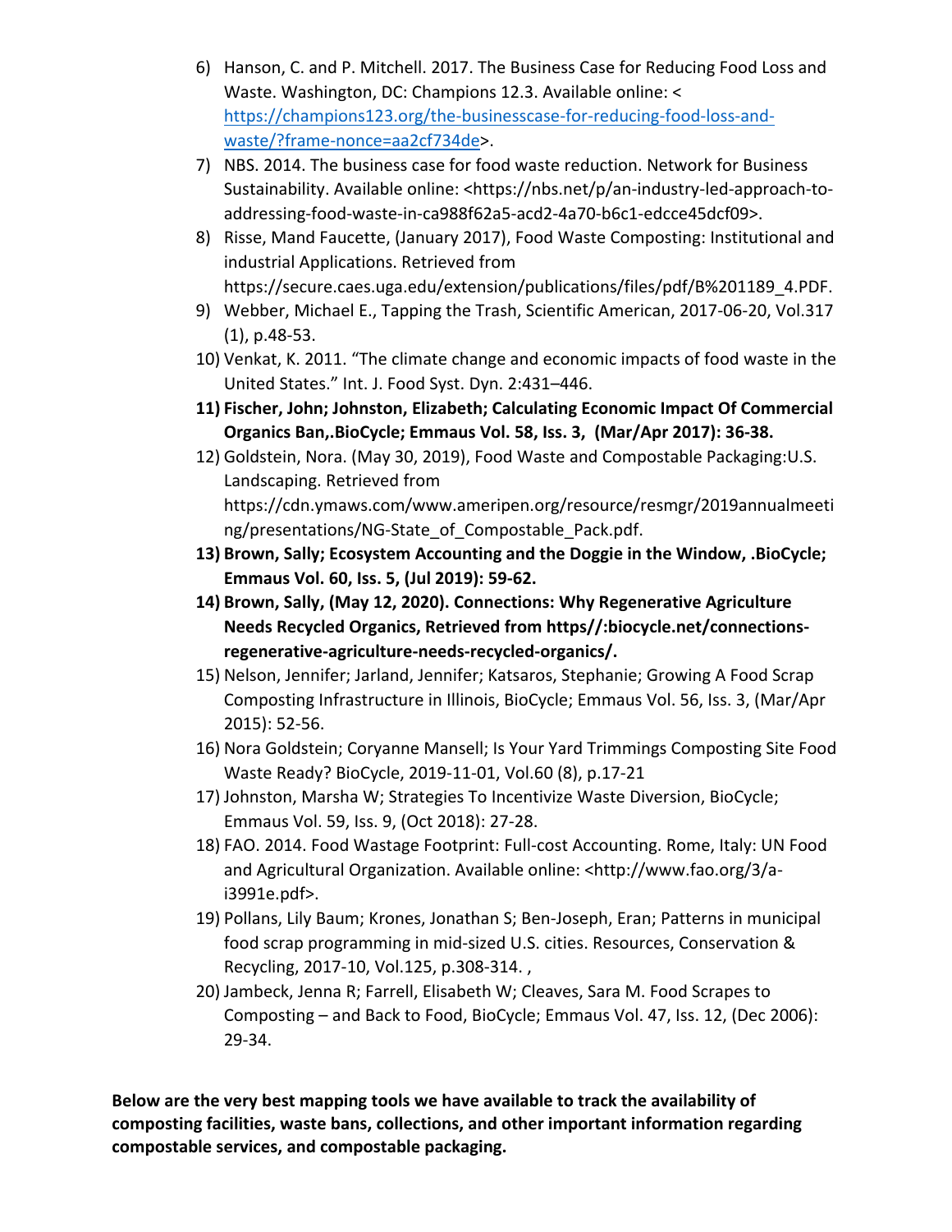6) Hanson, C. and P. Mitchell. 2017. The Business Case for Reducing Food Loss and Waste. Washington, DC: Champions 12.3. Available online: < https://champions123.org/the-businesscase-for-reducing-food-loss-and-waste/?frame-nonce=aa2cf734de>.
7) NBS. 2014. The business case for food waste reduction. Network for Business Sustainability. Available online: <https://nbs.net/p/an-industry-led-approach-to-addressing-food-waste-in-ca988f62a5-acd2-4a70-b6c1-edcce45dcf09>.
8) Risse, Mand Faucette, (January 2017), Food Waste Composting: Institutional and industrial Applications. Retrieved from https://secure.caes.uga.edu/extension/publications/files/pdf/B%201189_4.PDF.
9) Webber, Michael E., Tapping the Trash, Scientific American, 2017-06-20, Vol.317 (1), p.48-53.
10) Venkat, K. 2011. "The climate change and economic impacts of food waste in the United States." Int. J. Food Syst. Dyn. 2:431–446.
11) **Fischer, John; Johnston, Elizabeth; Calculating Economic Impact Of Commercial Organics Ban,.BioCycle; Emmaus Vol. 58, Iss. 3, (Mar/Apr 2017): 36-38.**
12) Goldstein, Nora. (May 30, 2019), Food Waste and Compostable Packaging:U.S. Landscaping. Retrieved from https://cdn.ymaws.com/www.ameripen.org/resource/resmgr/2019annualmeeting/presentations/NG-State_of_Compostable_Pack.pdf.
13) **Brown, Sally; Ecosystem Accounting and the Doggie in the Window, .BioCycle; Emmaus Vol. 60, Iss. 5, (Jul 2019): 59-62.**
14) **Brown, Sally, (May 12, 2020). Connections: Why Regenerative Agriculture Needs Recycled Organics, Retrieved from https//:biocycle.net/connections-regenerative-agriculture-needs-recycled-organics/.**
15) Nelson, Jennifer; Jarland, Jennifer; Katsaros, Stephanie; Growing A Food Scrap Composting Infrastructure in Illinois, BioCycle; Emmaus Vol. 56, Iss. 3, (Mar/Apr 2015): 52-56.
16) Nora Goldstein; Coryanne Mansell; Is Your Yard Trimmings Composting Site Food Waste Ready? BioCycle, 2019-11-01, Vol.60 (8), p.17-21
17) Johnston, Marsha W; Strategies To Incentivize Waste Diversion, BioCycle; Emmaus Vol. 59, Iss. 9, (Oct 2018): 27-28.
18) FAO. 2014. Food Wastage Footprint: Full-cost Accounting. Rome, Italy: UN Food and Agricultural Organization. Available online: <http://www.fao.org/3/a-i3991e.pdf>.
19) Pollans, Lily Baum; Krones, Jonathan S; Ben-Joseph, Eran; Patterns in municipal food scrap programming in mid-sized U.S. cities. Resources, Conservation & Recycling, 2017-10, Vol.125, p.308-314. ,
20) Jambeck, Jenna R; Farrell, Elisabeth W; Cleaves, Sara M. Food Scrapes to Composting – and Back to Food, BioCycle; Emmaus Vol. 47, Iss. 12, (Dec 2006): 29-34.

**Below are the very best mapping tools we have available to track the availability of composting facilities, waste bans, collections, and other important information regarding compostable services, and compostable packaging.**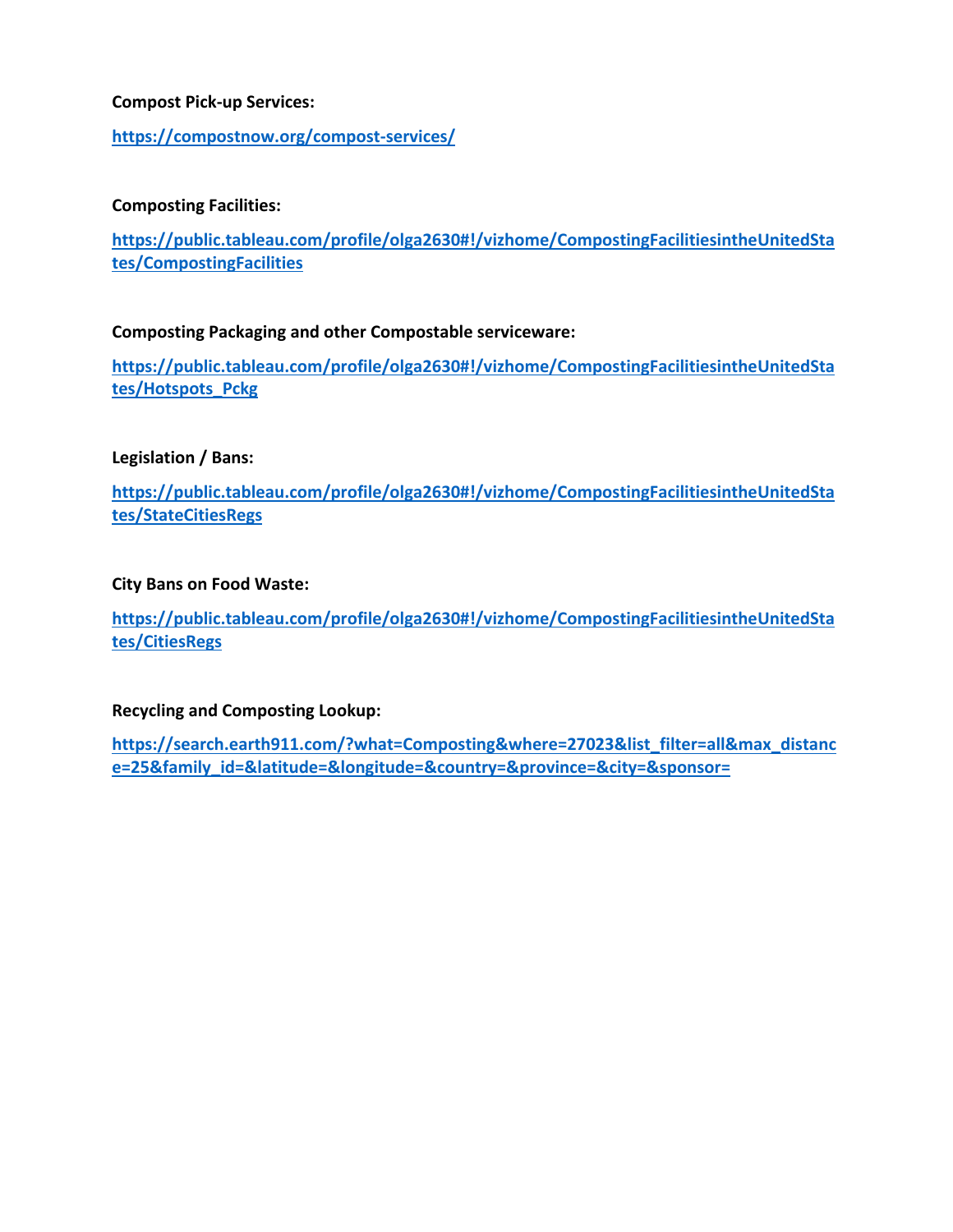**Compost Pick-up Services:**

https://compostnow.org/compost-services/

**Composting Facilities:**

https://public.tableau.com/profile/olga2630#!/vizhome/CompostingFacilitiesintheUnitedStates/CompostingFacilities

**Composting Packaging and other Compostable serviceware:**

https://public.tableau.com/profile/olga2630#!/vizhome/CompostingFacilitiesintheUnitedStates/Hotspots_Pckg

**Legislation / Bans:**

https://public.tableau.com/profile/olga2630#!/vizhome/CompostingFacilitiesintheUnitedStates/StateCitiesRegs

**City Bans on Food Waste:**

https://public.tableau.com/profile/olga2630#!/vizhome/CompostingFacilitiesintheUnitedStates/CitiesRegs

**Recycling and Composting Lookup:**

https://search.earth911.com/?what=Composting&where=27023&list_filter=all&max_distance=25&family_id=&latitude=&longitude=&country=&province=&city=&sponsor=